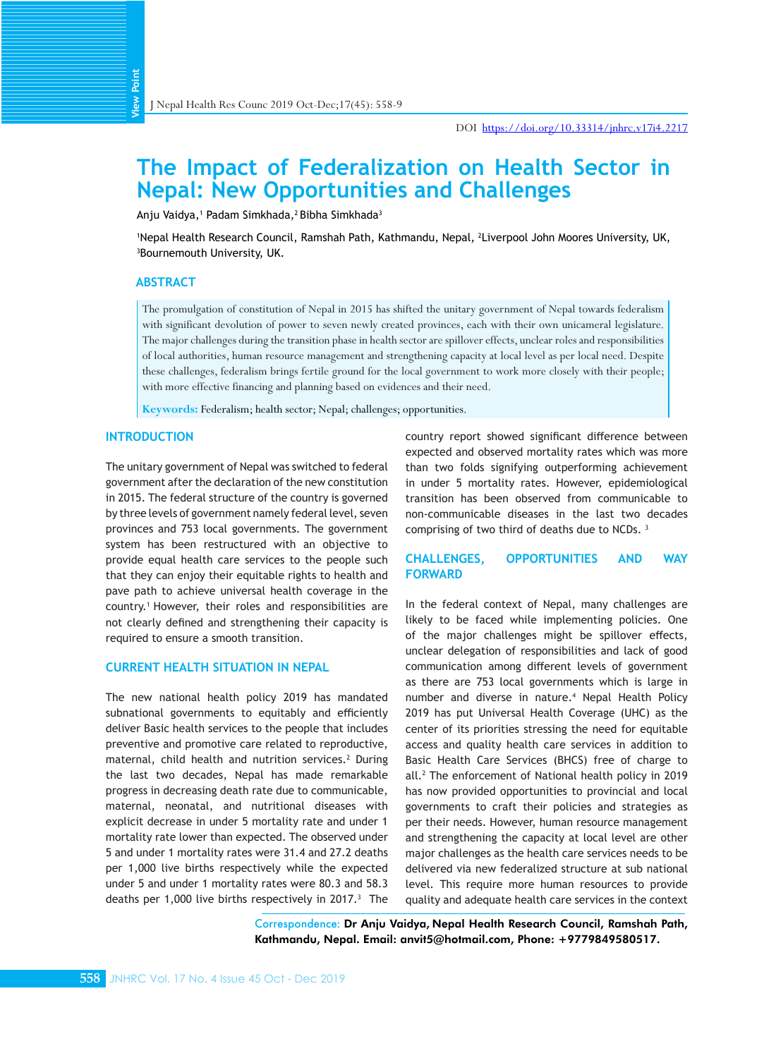View Point

DOI https://doi.org/10.33314/jnhrc.v17i4.2217

# The Impact of Federalization on Health Sector in Nepal: New Opportunities and Challenges

Anju Vaidya,[1] Padam Simkhada,[2] Bibha Simkhada[3]

[1]Nepal Health Research Council, Ramshah Path, Kathmandu, Nepal, [2]Liverpool John Moores University, UK, [3]Bournemouth University, UK.

## ABSTRACT

The promulgation of constitution of Nepal in 2015 has shifted the unitary government of Nepal towards federalism with significant devolution of power to seven newly created provinces, each with their own unicameral legislature. The major challenges during the transition phase in health sector are spillover effects, unclear roles and responsibilities of local authorities, human resource management and strengthening capacity at local level as per local need. Despite these challenges, federalism brings fertile ground for the local government to work more closely with their people; with more effective financing and planning based on evidences and their need.

**Keywords:** Federalism; health sector; Nepal; challenges; opportunities.

## INTRODUCTION

The unitary government of Nepal was switched to federal government after the declaration of the new constitution in 2015. The federal structure of the country is governed by three levels of government namely federal level, seven provinces and 753 local governments. The government system has been restructured with an objective to provide equal health care services to the people such that they can enjoy their equitable rights to health and pave path to achieve universal health coverage in the country.[1] However, their roles and responsibilities are not clearly defined and strengthening their capacity is required to ensure a smooth transition.

## CURRENT HEALTH SITUATION IN NEPAL

The new national health policy 2019 has mandated subnational governments to equitably and efficiently deliver Basic health services to the people that includes preventive and promotive care related to reproductive, maternal, child health and nutrition services.[2] During the last two decades, Nepal has made remarkable progress in decreasing death rate due to communicable, maternal, neonatal, and nutritional diseases with explicit decrease in under 5 mortality rate and under 1 mortality rate lower than expected. The observed under 5 and under 1 mortality rates were 31.4 and 27.2 deaths per 1,000 live births respectively while the expected under 5 and under 1 mortality rates were 80.3 and 58.3 deaths per 1,000 live births respectively in 2017.[3] The country report showed significant difference between expected and observed mortality rates which was more than two folds signifying outperforming achievement in under 5 mortality rates. However, epidemiological transition has been observed from communicable to non-communicable diseases in the last two decades comprising of two third of deaths due to NCDs. [3]

## CHALLENGES, OPPORTUNITIES AND WAY FORWARD

In the federal context of Nepal, many challenges are likely to be faced while implementing policies. One of the major challenges might be spillover effects, unclear delegation of responsibilities and lack of good communication among different levels of government as there are 753 local governments which is large in number and diverse in nature.[4] Nepal Health Policy 2019 has put Universal Health Coverage (UHC) as the center of its priorities stressing the need for equitable access and quality health care services in addition to Basic Health Care Services (BHCS) free of charge to all.[2] The enforcement of National health policy in 2019 has now provided opportunities to provincial and local governments to craft their policies and strategies as per their needs. However, human resource management and strengthening the capacity at local level are other major challenges as the health care services needs to be delivered via new federalized structure at sub national level. This require more human resources to provide quality and adequate health care services in the context

Correspondence: **Dr Anju Vaidya, Nepal Health Research Council, Ramshah Path, Kathmandu, Nepal. Email: anvit5@hotmail.com, Phone: +9779849580517.**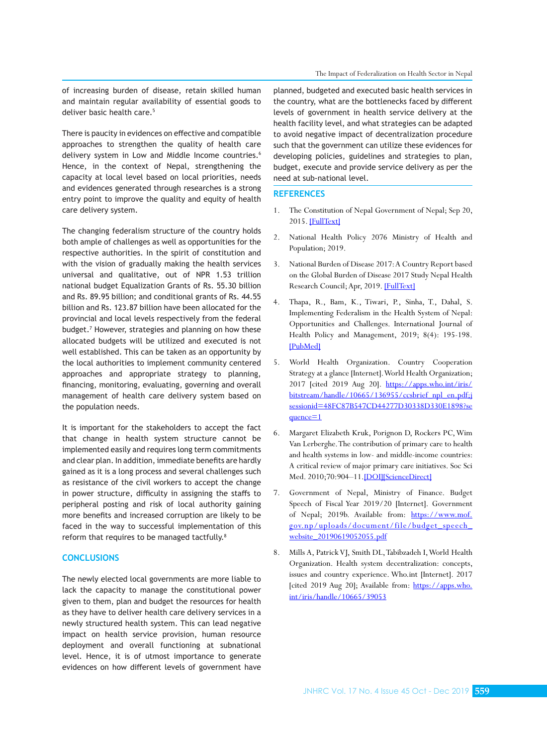of increasing burden of disease, retain skilled human and maintain regular availability of essential goods to deliver basic health care.[5]

There is paucity in evidences on effective and compatible approaches to strengthen the quality of health care delivery system in Low and Middle Income countries.[6] Hence, in the context of Nepal, strengthening the capacity at local level based on local priorities, needs and evidences generated through researches is a strong entry point to improve the quality and equity of health care delivery system.

The changing federalism structure of the country holds both ample of challenges as well as opportunities for the respective authorities. In the spirit of constitution and with the vision of gradually making the health services universal and qualitative, out of NPR 1.53 trillion national budget Equalization Grants of Rs. 55.30 billion and Rs. 89.95 billion; and conditional grants of Rs. 44.55 billion and Rs. 123.87 billion have been allocated for the provincial and local levels respectively from the federal budget.[7] However, strategies and planning on how these allocated budgets will be utilized and executed is not well established. This can be taken as an opportunity by the local authorities to implement community centered approaches and appropriate strategy to planning, financing, monitoring, evaluating, governing and overall management of health care delivery system based on the population needs.

It is important for the stakeholders to accept the fact that change in health system structure cannot be implemented easily and requires long term commitments and clear plan. In addition, immediate benefits are hardly gained as it is a long process and several challenges such as resistance of the civil workers to accept the change in power structure, difficulty in assigning the staffs to peripheral posting and risk of local authority gaining more benefits and increased corruption are likely to be faced in the way to successful implementation of this reform that requires to be managed tactfully.[8]

## CONCLUSIONS

The newly elected local governments are more liable to lack the capacity to manage the constitutional power given to them, plan and budget the resources for health as they have to deliver health care delivery services in a newly structured health system. This can lead negative impact on health service provision, human resource deployment and overall functioning at subnational level. Hence, it is of utmost importance to generate evidences on how different levels of government have planned, budgeted and executed basic health services in the country, what are the bottlenecks faced by different levels of government in health service delivery at the health facility level, and what strategies can be adapted to avoid negative impact of decentralization procedure such that the government can utilize these evidences for developing policies, guidelines and strategies to plan, budget, execute and provide service delivery as per the need at sub-national level.

## REFERENCES

1. The Constitution of Nepal Government of Nepal; Sep 20, 2015. [FullText]

2. National Health Policy 2076 Ministry of Health and Population; 2019.

3. National Burden of Disease 2017: A Country Report based on the Global Burden of Disease 2017 Study Nepal Health Research Council; Apr, 2019. [FullText]

4. Thapa, R., Bam, K., Tiwari, P., Sinha, T., Dahal, S. Implementing Federalism in the Health System of Nepal: Opportunities and Challenges. International Journal of Health Policy and Management, 2019; 8(4): 195-198. [PubMed]

5. World Health Organization. Country Cooperation Strategy at a glance [Internet]. World Health Organization; 2017 [cited 2019 Aug 20]. https://apps.who.int/iris/bitstream/handle/10665/136955/ccsbrief_npl_en.pdf;jsessionid=48FC87B547CD44277D30338D330E1898?sequence=1

6. Margaret Elizabeth Kruk, Porignon D, Rockers PC, Wim Van Lerberghe. The contribution of primary care to health and health systems in low- and middle-income countries: A critical review of major primary care initiatives. Soc Sci Med. 2010;70:904–11. [DOI][ScienceDirect]

7. Government of Nepal, Ministry of Finance. Budget Speech of Fiscal Year 2019/20 [Internet]. Government of Nepal; 2019b. Available from: https://www.mof.gov.np/uploads/document/file/budget_speech_website_20190619052055.pdf

8. Mills A, Patrick VJ, Smith DL, Tabibzadeh I, World Health Organization. Health system decentralization: concepts, issues and country experience. Who.int [Internet]. 2017 [cited 2019 Aug 20]; Available from: https://apps.who.int/iris/handle/10665/39053